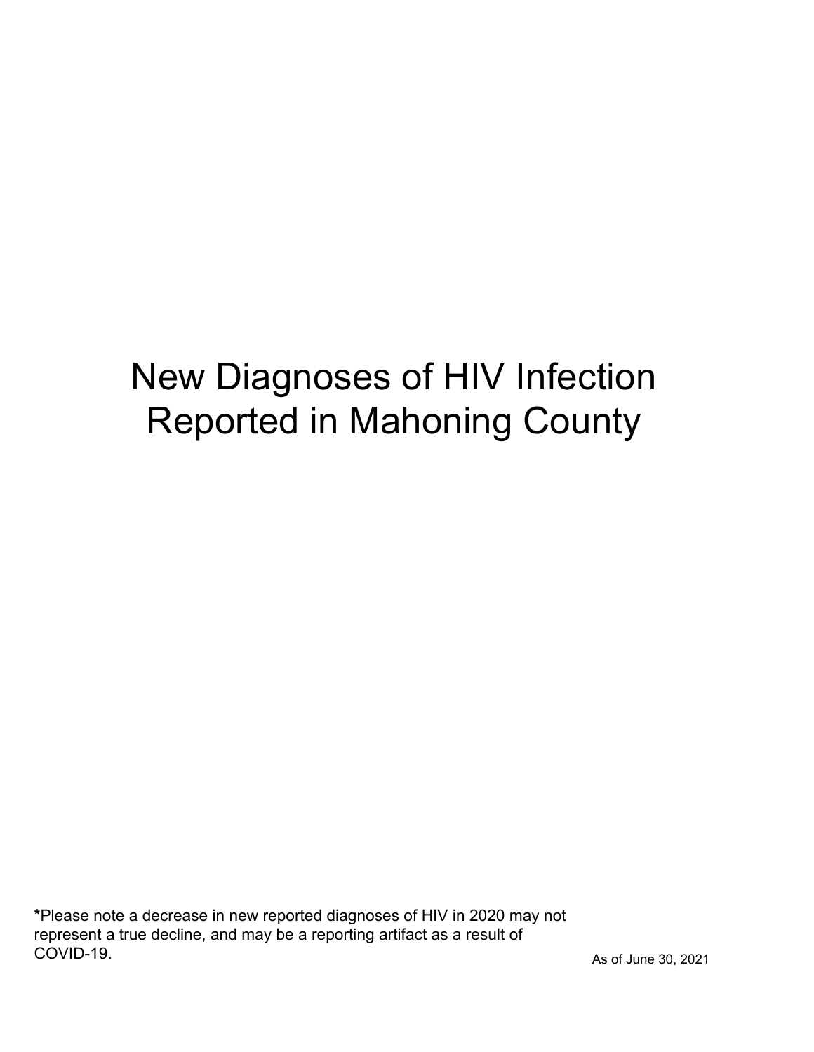# New Diagnoses of HIV Infection Reported in Mahoning County

**\***Please note a decrease in new reported diagnoses of HIV in 2020 may not represent a true decline, and may be a reporting artifact as a result of COVID-19.

As of June 30, 2021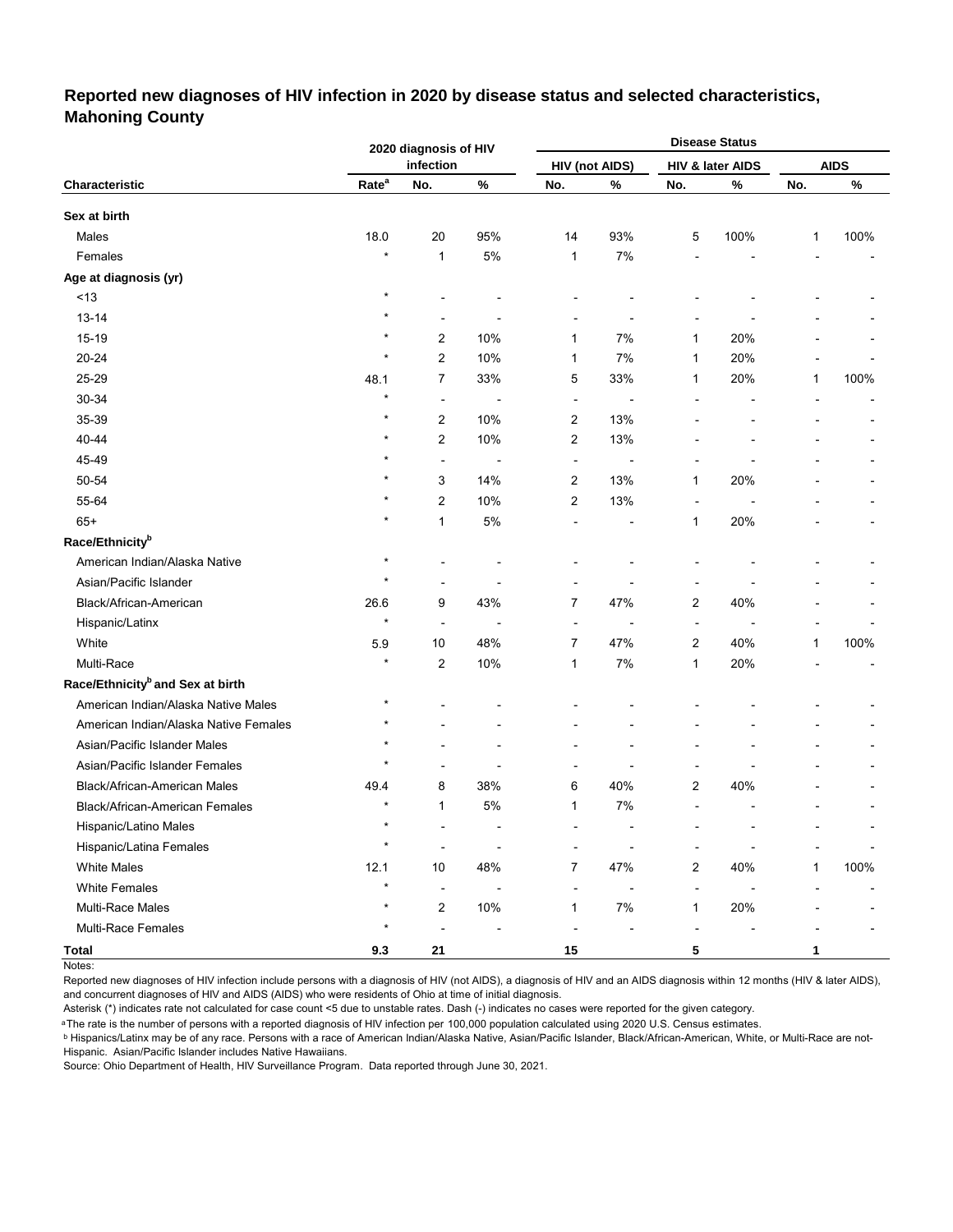# Reported new diagnoses of HIV infection in 2020 by disease status and selected characteristics, Mahoning County

| Characteristic | 2020 diagnosis of HIV infection | | | Disease Status | | | | | |
|---|---|---|---|---|---|---|---|---|---|
| | | | | HIV (not AIDS) | | HIV & later AIDS | | AIDS | |
| | Rate[a] | No. | % | No. | % | No. | % | No. | % |
| **Sex at birth** | | | | | | | | | |
| Males | 18.0 | 20 | 95% | 14 | 93% | 5 | 100% | 1 | 100% |
| Females | * | 1 | 5% | 1 | 7% | - | - | - | - |
| **Age at diagnosis (yr)** | | | | | | | | | |
| <13 | * | - | - | - | - | - | - | - | - |
| 13-14 | * | - | - | - | - | - | - | - | - |
| 15-19 | * | 2 | 10% | 1 | 7% | 1 | 20% | - | - |
| 20-24 | * | 2 | 10% | 1 | 7% | 1 | 20% | - | - |
| 25-29 | 48.1 | 7 | 33% | 5 | 33% | 1 | 20% | 1 | 100% |
| 30-34 | * | - | - | - | - | - | - | - | - |
| 35-39 | * | 2 | 10% | 2 | 13% | - | - | - | - |
| 40-44 | * | 2 | 10% | 2 | 13% | - | - | - | - |
| 45-49 | * | - | - | - | - | - | - | - | - |
| 50-54 | * | 3 | 14% | 2 | 13% | 1 | 20% | - | - |
| 55-64 | * | 2 | 10% | 2 | 13% | - | - | - | - |
| 65+ | * | 1 | 5% | - | - | 1 | 20% | - | - |
| **Race/Ethnicity[b]** | | | | | | | | | |
| American Indian/Alaska Native | * | - | - | - | - | - | - | - | - |
| Asian/Pacific Islander | * | - | - | - | - | - | - | - | - |
| Black/African-American | 26.6 | 9 | 43% | 7 | 47% | 2 | 40% | - | - |
| Hispanic/Latinx | * | - | - | - | - | - | - | - | - |
| White | 5.9 | 10 | 48% | 7 | 47% | 2 | 40% | 1 | 100% |
| Multi-Race | * | 2 | 10% | 1 | 7% | 1 | 20% | - | - |
| **Race/Ethnicity[b] and Sex at birth** | | | | | | | | | |
| American Indian/Alaska Native Males | * | - | - | - | - | - | - | - | - |
| American Indian/Alaska Native Females | * | - | - | - | - | - | - | - | - |
| Asian/Pacific Islander Males | * | - | - | - | - | - | - | - | - |
| Asian/Pacific Islander Females | * | - | - | - | - | - | - | - | - |
| Black/African-American Males | 49.4 | 8 | 38% | 6 | 40% | 2 | 40% | - | - |
| Black/African-American Females | * | 1 | 5% | 1 | 7% | - | - | - | - |
| Hispanic/Latino Males | * | - | - | - | - | - | - | - | - |
| Hispanic/Latina Females | * | - | - | - | - | - | - | - | - |
| White Males | 12.1 | 10 | 48% | 7 | 47% | 2 | 40% | 1 | 100% |
| White Females | * | - | - | - | - | - | - | - | - |
| Multi-Race Males | * | 2 | 10% | 1 | 7% | 1 | 20% | - | - |
| Multi-Race Females | * | - | - | - | - | - | - | - | - |
| **Total** | **9.3** | **21** | | **15** | | **5** | | **1** | |

Notes:

Reported new diagnoses of HIV infection include persons with a diagnosis of HIV (not AIDS), a diagnosis of HIV and an AIDS diagnosis within 12 months (HIV & later AIDS), and concurrent diagnoses of HIV and AIDS (AIDS) who were residents of Ohio at time of initial diagnosis.

Asterisk (*) indicates rate not calculated for case count <5 due to unstable rates. Dash (-) indicates no cases were reported for the given category.

[a] The rate is the number of persons with a reported diagnosis of HIV infection per 100,000 population calculated using 2020 U.S. Census estimates.

[b] Hispanics/Latinx may be of any race. Persons with a race of American Indian/Alaska Native, Asian/Pacific Islander, Black/African-American, White, or Multi-Race are not-Hispanic. Asian/Pacific Islander includes Native Hawaiians.

Source: Ohio Department of Health, HIV Surveillance Program. Data reported through June 30, 2021.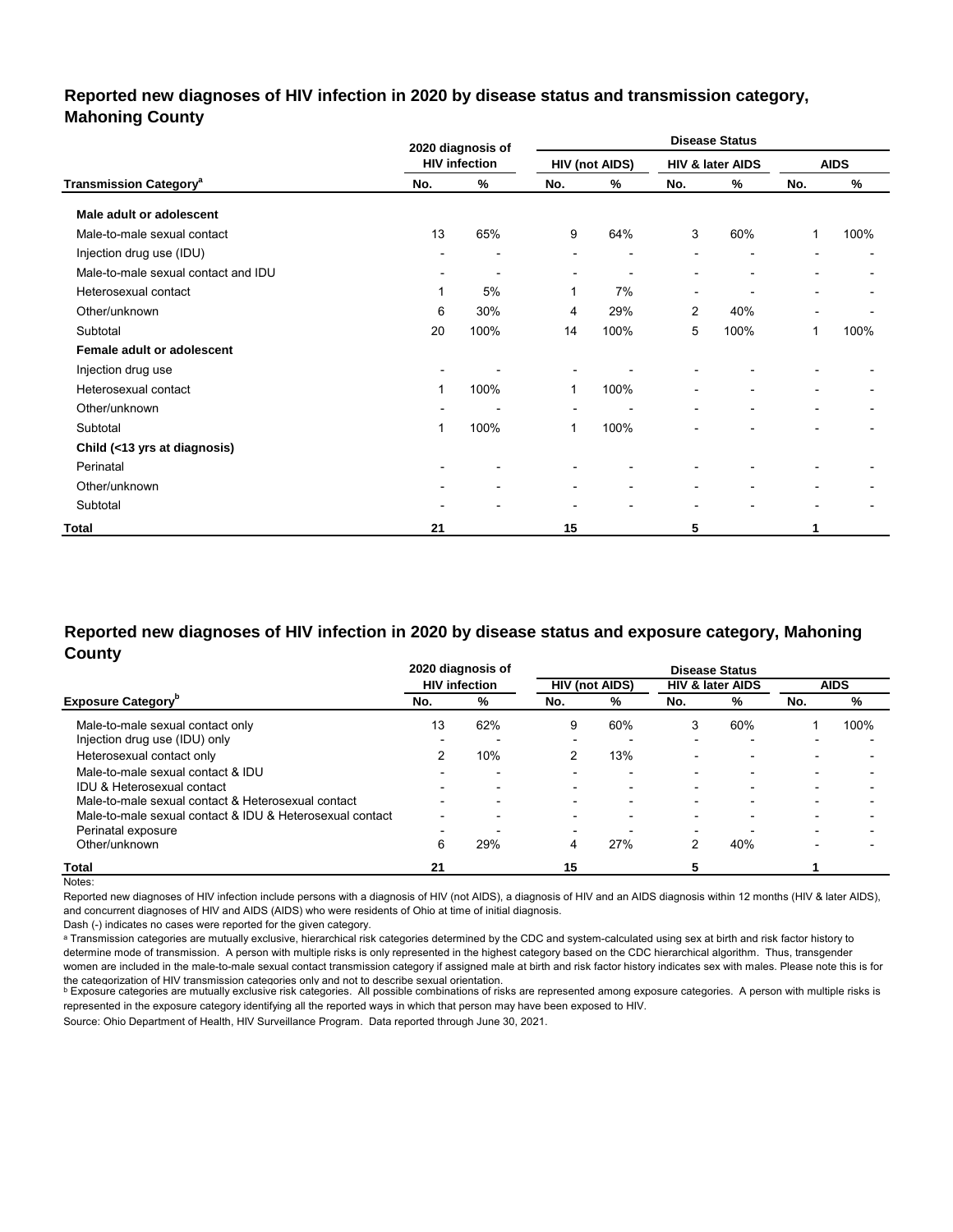## Reported new diagnoses of HIV infection in 2020 by disease status and transmission category, Mahoning County

| Transmission Category[a] | 2020 diagnosis of HIV infection | | Disease Status: HIV (not AIDS) | | Disease Status: HIV & later AIDS | | Disease Status: AIDS | |
|---|---|---|---|---|---|---|---|---|
| | No. | % | No. | % | No. | % | No. | % |
| **Male adult or adolescent** | | | | | | | | |
| Male-to-male sexual contact | 13 | 65% | 9 | 64% | 3 | 60% | 1 | 100% |
| Injection drug use (IDU) | - | - | - | - | - | - | - | - |
| Male-to-male sexual contact and IDU | - | - | - | - | - | - | - | - |
| Heterosexual contact | 1 | 5% | 1 | 7% | - | - | - | - |
| Other/unknown | 6 | 30% | 4 | 29% | 2 | 40% | - | - |
| Subtotal | 20 | 100% | 14 | 100% | 5 | 100% | 1 | 100% |
| **Female adult or adolescent** | | | | | | | | |
| Injection drug use | - | - | - | - | - | - | - | - |
| Heterosexual contact | 1 | 100% | 1 | 100% | - | - | - | - |
| Other/unknown | - | - | - | - | - | - | - | - |
| Subtotal | 1 | 100% | 1 | 100% | - | - | - | - |
| **Child (<13 yrs at diagnosis)** | | | | | | | | |
| Perinatal | - | - | - | - | - | - | - | - |
| Other/unknown | - | - | - | - | - | - | - | - |
| Subtotal | - | - | - | - | - | - | - | - |
| **Total** | **21** | | **15** | | **5** | | **1** | |

## Reported new diagnoses of HIV infection in 2020 by disease status and exposure category, Mahoning County

| Exposure Category[b] | 2020 diagnosis of HIV infection | | Disease Status: HIV (not AIDS) | | Disease Status: HIV & later AIDS | | Disease Status: AIDS | |
|---|---|---|---|---|---|---|---|---|
| | No. | % | No. | % | No. | % | No. | % |
| Male-to-male sexual contact only | 13 | 62% | 9 | 60% | 3 | 60% | 1 | 100% |
| Injection drug use (IDU) only | - | - | - | - | - | - | - | - |
| Heterosexual contact only | 2 | 10% | 2 | 13% | - | - | - | - |
| Male-to-male sexual contact & IDU | - | - | - | - | - | - | - | - |
| IDU & Heterosexual contact | - | - | - | - | - | - | - | - |
| Male-to-male sexual contact & Heterosexual contact | - | - | - | - | - | - | - | - |
| Male-to-male sexual contact & IDU & Heterosexual contact | - | - | - | - | - | - | - | - |
| Perinatal exposure | - | - | - | - | - | - | - | - |
| Other/unknown | 6 | 29% | 4 | 27% | 2 | 40% | - | - |
| **Total** | **21** | | **15** | | **5** | | **1** | |

Notes:

Reported new diagnoses of HIV infection include persons with a diagnosis of HIV (not AIDS), a diagnosis of HIV and an AIDS diagnosis within 12 months (HIV & later AIDS), and concurrent diagnoses of HIV and AIDS (AIDS) who were residents of Ohio at time of initial diagnosis.

Dash (-) indicates no cases were reported for the given category.

[a] Transmission categories are mutually exclusive, hierarchical risk categories determined by the CDC and system-calculated using sex at birth and risk factor history to determine mode of transmission. A person with multiple risks is only represented in the highest category based on the CDC hierarchical algorithm. Thus, transgender women are included in the male-to-male sexual contact transmission category if assigned male at birth and risk factor history indicates sex with males. Please note this is for the categorization of HIV transmission categories only and not to describe sexual orientation.

[b] Exposure categories are mutually exclusive risk categories. All possible combinations of risks are represented among exposure categories. A person with multiple risks is represented in the exposure category identifying all the reported ways in which that person may have been exposed to HIV.

Source: Ohio Department of Health, HIV Surveillance Program. Data reported through June 30, 2021.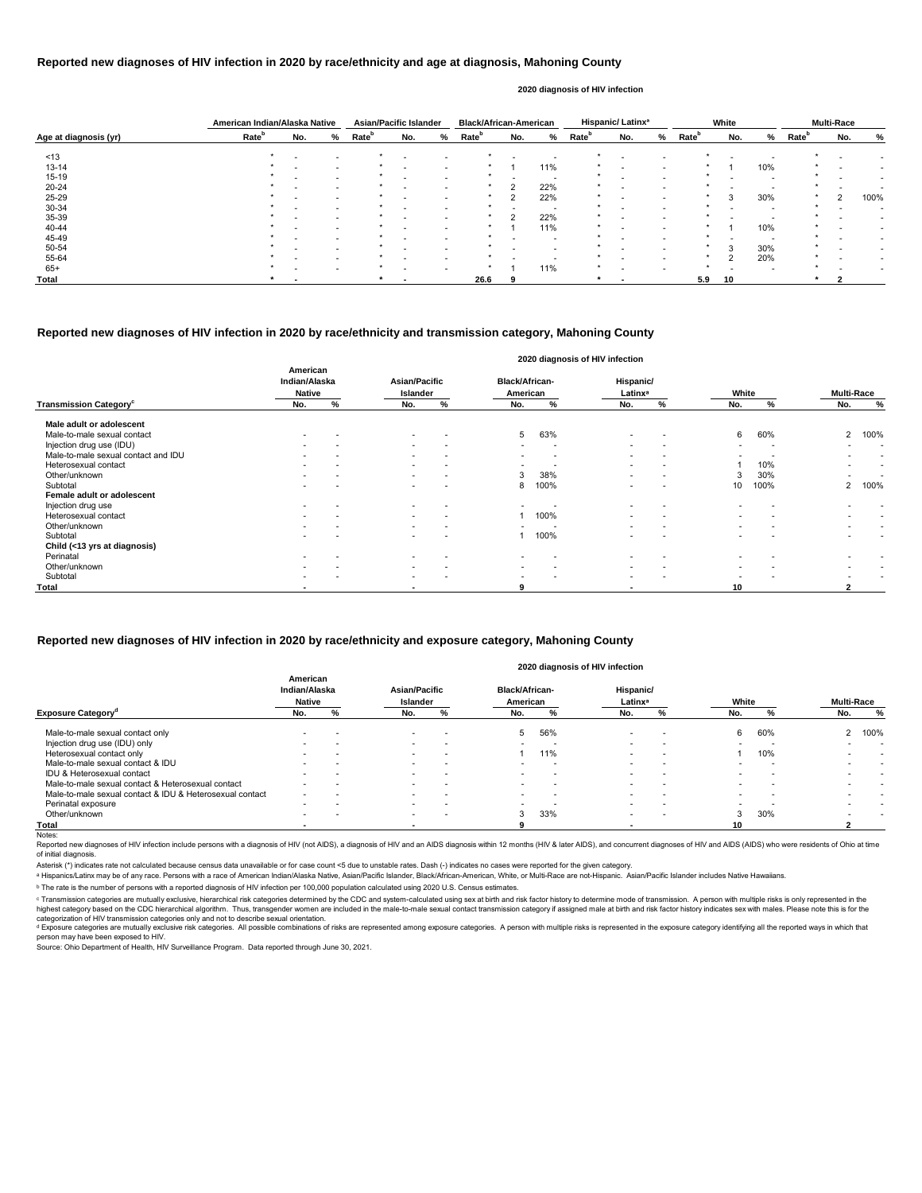## Reported new diagnoses of HIV infection in 2020 by race/ethnicity and age at diagnosis, Mahoning County

2020 diagnosis of HIV infection

| Age at diagnosis (yr) | American Indian/Alaska Native | | | Asian/Pacific Islander | | | Black/African-American | | | Hispanic/ Latinx[a] | | | White | | | Multi-Race | | |
|---|---|---|---|---|---|---|---|---|---|---|---|---|---|---|---|---|---|---|
| | Rate[b] | No. | % | Rate[b] | No. | % | Rate[b] | No. | % | Rate[b] | No. | % | Rate[b] | No. | % | Rate[b] | No. | % |
| <13 | * | - | - | * | - | - | * | - | - | * | - | - | * | - | - | * | - | - |
| 13-14 | * | - | - | * | - | - | * | 1 | 11% | * | - | - | * | 1 | 10% | * | - | - |
| 15-19 | * | - | - | * | - | - | * | - | - | * | - | - | * | - | - | * | - | - |
| 20-24 | * | - | - | * | - | - | * | 2 | 22% | * | - | - | * | - | - | * | - | - |
| 25-29 | * | - | - | * | - | - | * | 2 | 22% | * | - | - | * | 3 | 30% | * | 2 | 100% |
| 30-34 | * | - | - | * | - | - | * | - | - | * | - | - | * | - | - | * | - | - |
| 35-39 | * | - | - | * | - | - | * | 2 | 22% | * | - | - | * | - | - | * | - | - |
| 40-44 | * | - | - | * | - | - | * | 1 | 11% | * | - | - | * | 1 | 10% | * | - | - |
| 45-49 | * | - | - | * | - | - | * | - | - | * | - | - | * | - | - | * | - | - |
| 50-54 | * | - | - | * | - | - | * | - | - | * | - | - | * | 3 | 30% | * | - | - |
| 55-64 | * | - | - | * | - | - | * | - | - | * | - | - | * | 2 | 20% | * | - | - |
| 65+ | * | - | - | * | - | - | * | 1 | 11% | * | - | - | * | - | - | * | - | - |
| **Total** | * | - | | * | - | | 26.6 | 9 | | * | - | | 5.9 | 10 | | * | 2 | |

## Reported new diagnoses of HIV infection in 2020 by race/ethnicity and transmission category, Mahoning County

2020 diagnosis of HIV infection

| Transmission Category[c] | American Indian/Alaska Native | | Asian/Pacific Islander | | Black/African-American | | Hispanic/ Latinx[a] | | White | | Multi-Race | |
|---|---|---|---|---|---|---|---|---|---|---|---|---|
| | No. | % | No. | % | No. | % | No. | % | No. | % | No. | % |
| **Male adult or adolescent** | | | | | | | | | | | | |
| Male-to-male sexual contact | - | - | - | - | 5 | 63% | - | - | 6 | 60% | 2 | 100% |
| Injection drug use (IDU) | - | - | - | - | - | - | - | - | - | - | - | - |
| Male-to-male sexual contact and IDU | - | - | - | - | - | - | - | - | - | - | - | - |
| Heterosexual contact | - | - | - | - | - | - | - | - | 1 | 10% | - | - |
| Other/unknown | - | - | - | - | 3 | 38% | - | - | 3 | 30% | - | - |
| Subtotal | - | - | - | - | 8 | 100% | - | - | 10 | 100% | 2 | 100% |
| **Female adult or adolescent** | | | | | | | | | | | | |
| Injection drug use | - | - | - | - | - | - | - | - | - | - | - | - |
| Heterosexual contact | - | - | - | - | 1 | 100% | - | - | - | - | - | - |
| Other/unknown | - | - | - | - | - | - | - | - | - | - | - | - |
| Subtotal | - | - | - | - | 1 | 100% | - | - | - | - | - | - |
| **Child (<13 yrs at diagnosis)** | | | | | | | | | | | | |
| Perinatal | - | - | - | - | - | - | - | - | - | - | - | - |
| Other/unknown | - | - | - | - | - | - | - | - | - | - | - | - |
| Subtotal | - | - | - | - | - | - | - | - | - | - | - | - |
| **Total** | - | | - | | 9 | | - | | 10 | | 2 | |

## Reported new diagnoses of HIV infection in 2020 by race/ethnicity and exposure category, Mahoning County

2020 diagnosis of HIV infection

| Exposure Category[d] | American Indian/Alaska Native | | Asian/Pacific Islander | | Black/African-American | | Hispanic/ Latinx[a] | | White | | Multi-Race | |
|---|---|---|---|---|---|---|---|---|---|---|---|---|
| | No. | % | No. | % | No. | % | No. | % | No. | % | No. | % |
| Male-to-male sexual contact only | - | - | - | - | 5 | 56% | - | - | 6 | 60% | 2 | 100% |
| Injection drug use (IDU) only | - | - | - | - | - | - | - | - | - | - | - | - |
| Heterosexual contact only | - | - | - | - | 1 | 11% | - | - | 1 | 10% | - | - |
| Male-to-male sexual contact & IDU | - | - | - | - | - | - | - | - | - | - | - | - |
| IDU & Heterosexual contact | - | - | - | - | - | - | - | - | - | - | - | - |
| Male-to-male sexual contact & Heterosexual contact | - | - | - | - | - | - | - | - | - | - | - | - |
| Male-to-male sexual contact & IDU & Heterosexual contact | - | - | - | - | - | - | - | - | - | - | - | - |
| Perinatal exposure | - | - | - | - | - | - | - | - | - | - | - | - |
| Other/unknown | - | - | - | - | 3 | 33% | - | - | 3 | 30% | - | - |
| **Total** | - | | - | | 9 | | - | | 10 | | 2 | |

Notes:

Reported new diagnoses of HIV infection include persons with a diagnosis of HIV (not AIDS), a diagnosis of HIV and an AIDS diagnosis within 12 months (HIV & later AIDS), and concurrent diagnoses of HIV and AIDS (AIDS) who were residents of Ohio at time of initial diagnosis.

Asterisk (*) indicates rate not calculated because census data unavailable or for case count <5 due to unstable rates. Dash (-) indicates no cases were reported for the given category.

[a] Hispanics/Latinx may be of any race. Persons with a race of American Indian/Alaska Native, Asian/Pacific Islander, Black/African-American, White, or Multi-Race are not-Hispanic. Asian/Pacific Islander includes Native Hawaiians.

[b] The rate is the number of persons with a reported diagnosis of HIV infection per 100,000 population calculated using 2020 U.S. Census estimates.

[c] Transmission categories are mutually exclusive, hierarchical risk categories determined by the CDC and system-calculated using sex at birth and risk factor history to determine mode of transmission. A person with multiple risks is only represented in the highest category based on the CDC hierarchical algorithm. Thus, transgender women are included in the male-to-male sexual contact transmission category if assigned male at birth and risk factor history indicates sex with males. Please note this is for the categorization of HIV transmission categories only and not to describe sexual orientation.

[d] Exposure categories are mutually exclusive risk categories. All possible combinations of risks are represented among exposure categories. A person with multiple risks is represented in the exposure category identifying all the reported ways in which that person may have been exposed to HIV.

Source: Ohio Department of Health, HIV Surveillance Program. Data reported through June 30, 2021.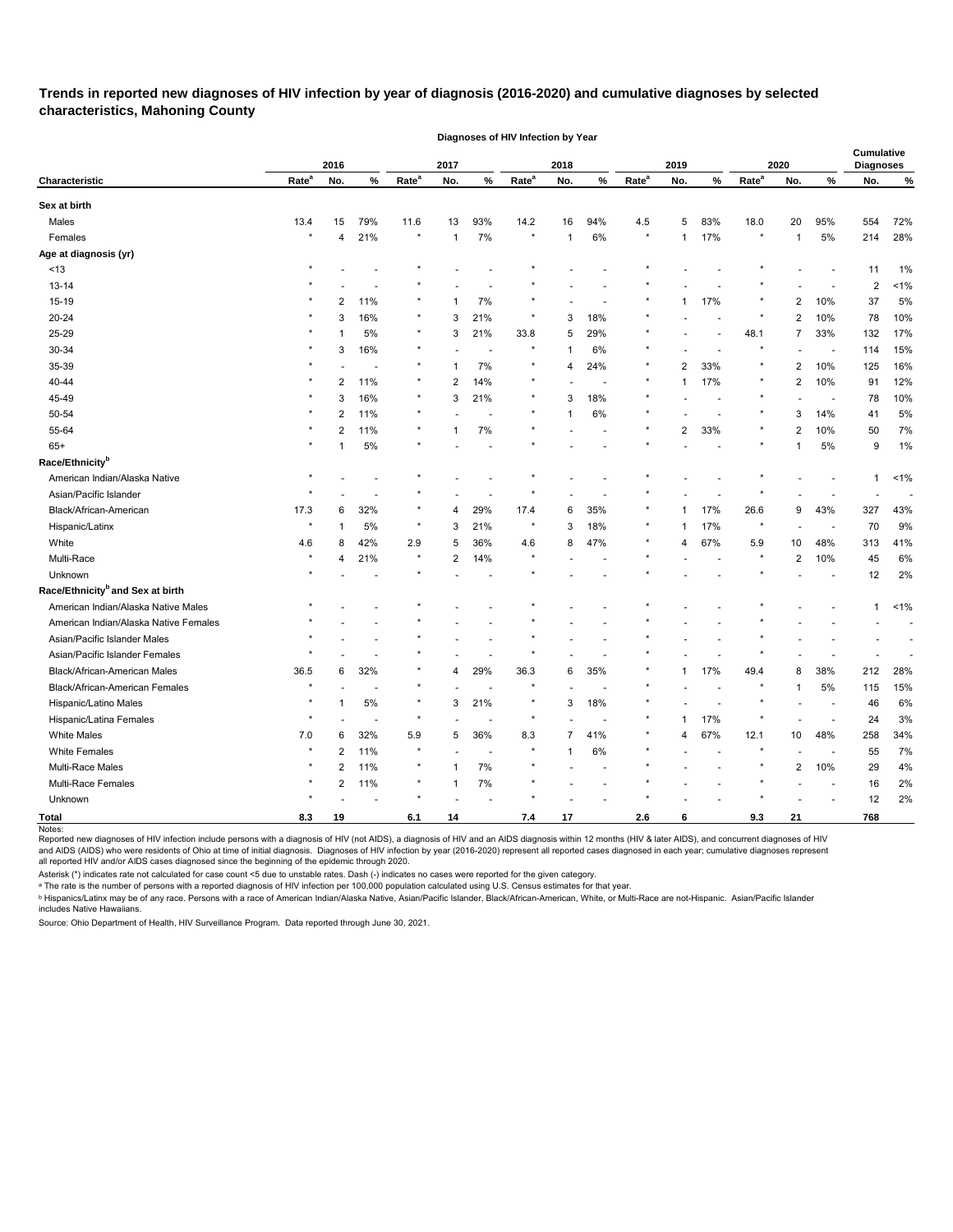## Trends in reported new diagnoses of HIV infection by year of diagnosis (2016-2020) and cumulative diagnoses by selected characteristics, Mahoning County

| | Diagnoses of HIV Infection by Year | | | | | | | | | | | | | | | Cumulative Diagnoses | |
|---|---|---|---|---|---|---|---|---|---|---|---|---|---|---|---|---|---|
| | 2016 | | | 2017 | | | 2018 | | | 2019 | | | 2020 | | | | |
| Characteristic | Rate[a] | No. | % | Rate[a] | No. | % | Rate[a] | No. | % | Rate[a] | No. | % | Rate[a] | No. | % | No. | % |
| **Sex at birth** | | | | | | | | | | | | | | | | | |
| Males | 13.4 | 15 | 79% | 11.6 | 13 | 93% | 14.2 | 16 | 94% | 4.5 | 5 | 83% | 18.0 | 20 | 95% | 554 | 72% |
| Females | * | 4 | 21% | * | 1 | 7% | * | 1 | 6% | * | 1 | 17% | * | 1 | 5% | 214 | 28% |
| **Age at diagnosis (yr)** | | | | | | | | | | | | | | | | | |
| <13 | * | - | - | * | - | - | * | - | - | * | - | - | * | - | - | 11 | 1% |
| 13-14 | * | - | - | * | - | - | * | - | - | * | - | - | * | - | - | 2 | <1% |
| 15-19 | * | 2 | 11% | * | 1 | 7% | * | - | - | * | 1 | 17% | * | 2 | 10% | 37 | 5% |
| 20-24 | * | 3 | 16% | * | 3 | 21% | * | 3 | 18% | * | - | - | * | 2 | 10% | 78 | 10% |
| 25-29 | * | 1 | 5% | * | 3 | 21% | 33.8 | 5 | 29% | * | - | - | 48.1 | 7 | 33% | 132 | 17% |
| 30-34 | * | 3 | 16% | * | - | - | * | 1 | 6% | * | - | - | * | - | - | 114 | 15% |
| 35-39 | * | - | - | * | 1 | 7% | * | 4 | 24% | * | 2 | 33% | * | 2 | 10% | 125 | 16% |
| 40-44 | * | 2 | 11% | * | 2 | 14% | * | - | - | * | 1 | 17% | * | 2 | 10% | 91 | 12% |
| 45-49 | * | 3 | 16% | * | 3 | 21% | * | 3 | 18% | * | - | - | * | - | - | 78 | 10% |
| 50-54 | * | 2 | 11% | * | - | - | * | 1 | 6% | * | - | - | * | 3 | 14% | 41 | 5% |
| 55-64 | * | 2 | 11% | * | 1 | 7% | * | - | - | * | 2 | 33% | * | 2 | 10% | 50 | 7% |
| 65+ | * | 1 | 5% | * | - | - | * | - | - | * | - | - | * | 1 | 5% | 9 | 1% |
| **Race/Ethnicity[b]** | | | | | | | | | | | | | | | | | |
| American Indian/Alaska Native | * | - | - | * | - | - | * | - | - | * | - | - | * | - | - | 1 | <1% |
| Asian/Pacific Islander | * | - | - | * | - | - | * | - | - | * | - | - | * | - | - | - | - |
| Black/African-American | 17.3 | 6 | 32% | * | 4 | 29% | 17.4 | 6 | 35% | * | 1 | 17% | 26.6 | 9 | 43% | 327 | 43% |
| Hispanic/Latinx | * | 1 | 5% | * | 3 | 21% | * | 3 | 18% | * | 1 | 17% | * | - | - | 70 | 9% |
| White | 4.6 | 8 | 42% | 2.9 | 5 | 36% | 4.6 | 8 | 47% | * | 4 | 67% | 5.9 | 10 | 48% | 313 | 41% |
| Multi-Race | * | 4 | 21% | * | 2 | 14% | * | - | - | * | - | - | * | 2 | 10% | 45 | 6% |
| Unknown | * | - | - | * | - | - | * | - | - | * | - | - | * | - | - | 12 | 2% |
| **Race/Ethnicity[b] and Sex at birth** | | | | | | | | | | | | | | | | | |
| American Indian/Alaska Native Males | * | - | - | * | - | - | * | - | - | * | - | - | * | - | - | 1 | <1% |
| American Indian/Alaska Native Females | * | - | - | * | - | - | * | - | - | * | - | - | * | - | - | - | - |
| Asian/Pacific Islander Males | * | - | - | * | - | - | * | - | - | * | - | - | * | - | - | - | - |
| Asian/Pacific Islander Females | * | - | - | * | - | - | * | - | - | * | - | - | * | - | - | - | - |
| Black/African-American Males | 36.5 | 6 | 32% | * | 4 | 29% | 36.3 | 6 | 35% | * | 1 | 17% | 49.4 | 8 | 38% | 212 | 28% |
| Black/African-American Females | * | - | - | * | - | - | * | - | - | * | - | - | * | 1 | 5% | 115 | 15% |
| Hispanic/Latino Males | * | 1 | 5% | * | 3 | 21% | * | 3 | 18% | * | - | - | * | - | - | 46 | 6% |
| Hispanic/Latina Females | * | - | - | * | - | - | * | - | - | * | 1 | 17% | * | - | - | 24 | 3% |
| White Males | 7.0 | 6 | 32% | 5.9 | 5 | 36% | 8.3 | 7 | 41% | * | 4 | 67% | 12.1 | 10 | 48% | 258 | 34% |
| White Females | * | 2 | 11% | * | - | - | * | 1 | 6% | * | - | - | * | - | - | 55 | 7% |
| Multi-Race Males | * | 2 | 11% | * | 1 | 7% | * | - | - | * | - | - | * | 2 | 10% | 29 | 4% |
| Multi-Race Females | * | 2 | 11% | * | 1 | 7% | * | - | - | * | - | - | * | - | - | 16 | 2% |
| Unknown | * | - | - | * | - | - | * | - | - | * | - | - | * | - | - | 12 | 2% |
| **Total** | **8.3** | **19** | | **6.1** | **14** | | **7.4** | **17** | | **2.6** | **6** | | **9.3** | **21** | | **768** | |

Notes:

Reported new diagnoses of HIV infection include persons with a diagnosis of HIV (not AIDS), a diagnosis of HIV and an AIDS diagnosis within 12 months (HIV & later AIDS), and concurrent diagnoses of HIV and AIDS (AIDS) who were residents of Ohio at time of initial diagnosis. Diagnoses of HIV infection by year (2016-2020) represent all reported cases diagnosed in each year; cumulative diagnoses represent all reported HIV and/or AIDS cases diagnosed since the beginning of the epidemic through 2020.

Asterisk (*) indicates rate not calculated for case count <5 due to unstable rates. Dash (-) indicates no cases were reported for the given category.

[a] The rate is the number of persons with a reported diagnosis of HIV infection per 100,000 population calculated using U.S. Census estimates for that year.

[b] Hispanics/Latinx may be of any race. Persons with a race of American Indian/Alaska Native, Asian/Pacific Islander, Black/African-American, White, or Multi-Race are not-Hispanic. Asian/Pacific Islander includes Native Hawaiians.

Source: Ohio Department of Health, HIV Surveillance Program. Data reported through June 30, 2021.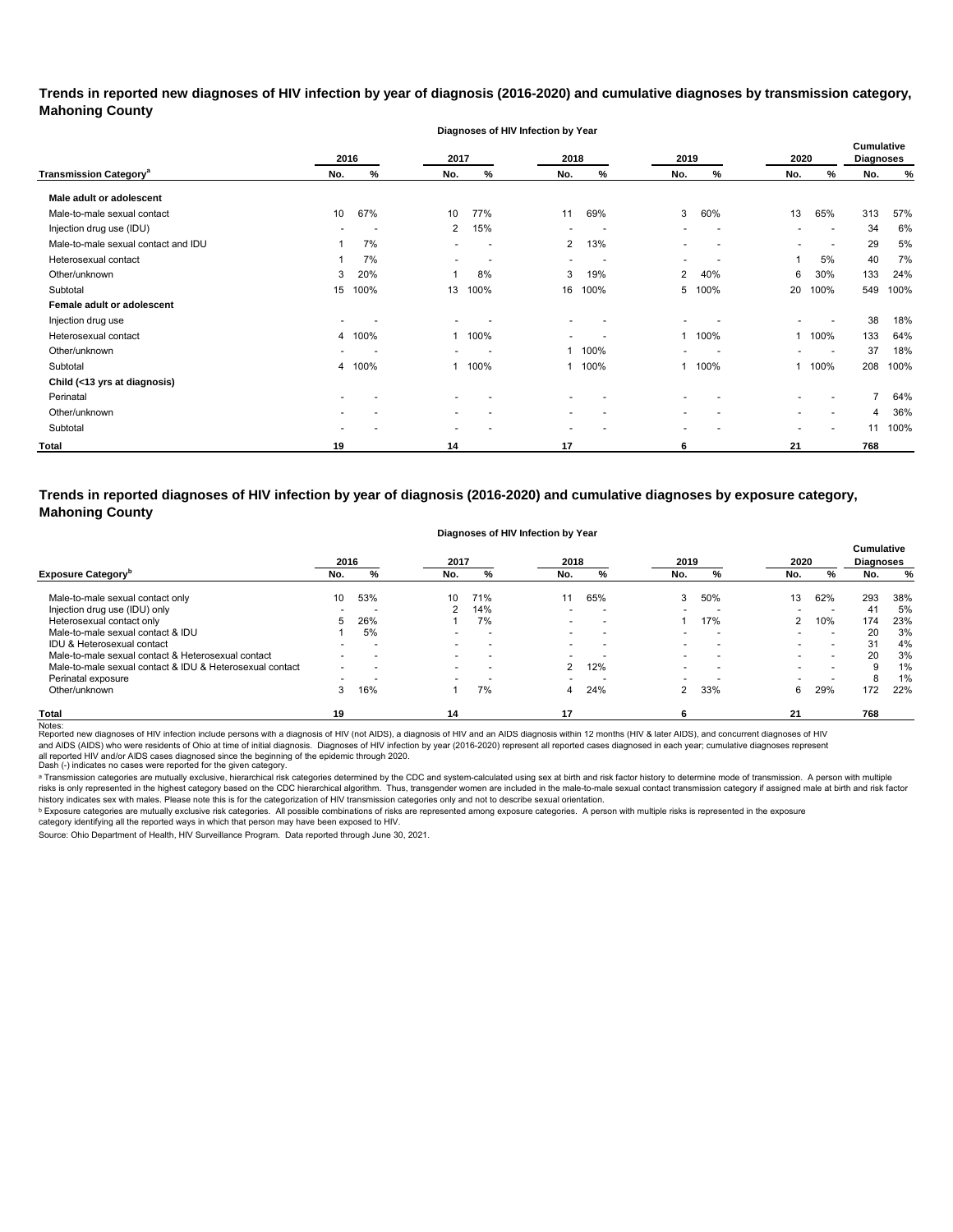**Trends in reported new diagnoses of HIV infection by year of diagnosis (2016-2020) and cumulative diagnoses by transmission category, Mahoning County**

| | Diagnoses of HIV Infection by Year | | | | | | | | | | | |
|---|---|---|---|---|---|---|---|---|---|---|---|---|
| | 2016 | | 2017 | | 2018 | | 2019 | | 2020 | | Cumulative Diagnoses | |
| **Transmission Category[a]** | No. | % | No. | % | No. | % | No. | % | No. | % | No. | % |
| **Male adult or adolescent** | | | | | | | | | | | | |
| Male-to-male sexual contact | 10 | 67% | 10 | 77% | 11 | 69% | 3 | 60% | 13 | 65% | 313 | 57% |
| Injection drug use (IDU) | - | - | 2 | 15% | - | - | - | - | - | - | 34 | 6% |
| Male-to-male sexual contact and IDU | 1 | 7% | - | - | 2 | 13% | - | - | - | - | 29 | 5% |
| Heterosexual contact | 1 | 7% | - | - | - | - | - | - | 1 | 5% | 40 | 7% |
| Other/unknown | 3 | 20% | 1 | 8% | 3 | 19% | 2 | 40% | 6 | 30% | 133 | 24% |
| Subtotal | 15 | 100% | 13 | 100% | 16 | 100% | 5 | 100% | 20 | 100% | 549 | 100% |
| **Female adult or adolescent** | | | | | | | | | | | | |
| Injection drug use | - | - | - | - | - | - | - | - | - | - | 38 | 18% |
| Heterosexual contact | 4 | 100% | 1 | 100% | - | - | 1 | 100% | 1 | 100% | 133 | 64% |
| Other/unknown | - | - | - | - | 1 | 100% | - | - | - | - | 37 | 18% |
| Subtotal | 4 | 100% | 1 | 100% | 1 | 100% | 1 | 100% | 1 | 100% | 208 | 100% |
| **Child (<13 yrs at diagnosis)** | | | | | | | | | | | | |
| Perinatal | - | - | - | - | - | - | - | - | - | - | 7 | 64% |
| Other/unknown | - | - | - | - | - | - | - | - | - | - | 4 | 36% |
| Subtotal | - | - | - | - | - | - | - | - | - | - | 11 | 100% |
| **Total** | **19** | | **14** | | **17** | | **6** | | **21** | | **768** | |

**Trends in reported diagnoses of HIV infection by year of diagnosis (2016-2020) and cumulative diagnoses by exposure category, Mahoning County**

| | Diagnoses of HIV Infection by Year | | | | | | | | | | | |
|---|---|---|---|---|---|---|---|---|---|---|---|---|
| | 2016 | | 2017 | | 2018 | | 2019 | | 2020 | | Cumulative Diagnoses | |
| **Exposure Category[b]** | No. | % | No. | % | No. | % | No. | % | No. | % | No. | % |
| Male-to-male sexual contact only | 10 | 53% | 10 | 71% | 11 | 65% | 3 | 50% | 13 | 62% | 293 | 38% |
| Injection drug use (IDU) only | - | - | 2 | 14% | - | - | - | - | - | - | 41 | 5% |
| Heterosexual contact only | 5 | 26% | 1 | 7% | - | - | 1 | 17% | 2 | 10% | 174 | 23% |
| Male-to-male sexual contact & IDU | 1 | 5% | - | - | - | - | - | - | - | - | 20 | 3% |
| IDU & Heterosexual contact | - | - | - | - | - | - | - | - | - | - | 31 | 4% |
| Male-to-male sexual contact & Heterosexual contact | - | - | - | - | - | - | - | - | - | - | 20 | 3% |
| Male-to-male sexual contact & IDU & Heterosexual contact | - | - | - | - | 2 | 12% | - | - | - | - | 9 | 1% |
| Perinatal exposure | - | - | - | - | - | - | - | - | - | - | 8 | 1% |
| Other/unknown | 3 | 16% | 1 | 7% | 4 | 24% | 2 | 33% | 6 | 29% | 172 | 22% |
| **Total** | **19** | | **14** | | **17** | | **6** | | **21** | | **768** | |

Notes:
Reported new diagnoses of HIV infection include persons with a diagnosis of HIV (not AIDS), a diagnosis of HIV and an AIDS diagnosis within 12 months (HIV & later AIDS), and concurrent diagnoses of HIV and AIDS (AIDS) who were residents of Ohio at time of initial diagnosis. Diagnoses of HIV infection by year (2016-2020) represent all reported cases diagnosed in each year; cumulative diagnoses represent all reported HIV and/or AIDS cases diagnosed since the beginning of the epidemic through 2020.
Dash (-) indicates no cases were reported for the given category.

[a] Transmission categories are mutually exclusive, hierarchical risk categories determined by the CDC and system-calculated using sex at birth and risk factor history to determine mode of transmission. A person with multiple risks is only represented in the highest category based on the CDC hierarchical algorithm. Thus, transgender women are included in the male-to-male sexual contact transmission category if assigned male at birth and risk factor history indicates sex with males. Please note this is for the categorization of HIV transmission categories only and not to describe sexual orientation.

[b] Exposure categories are mutually exclusive risk categories. All possible combinations of risks are represented among exposure categories. A person with multiple risks is represented in the exposure category identifying all the reported ways in which that person may have been exposed to HIV.

Source: Ohio Department of Health, HIV Surveillance Program. Data reported through June 30, 2021.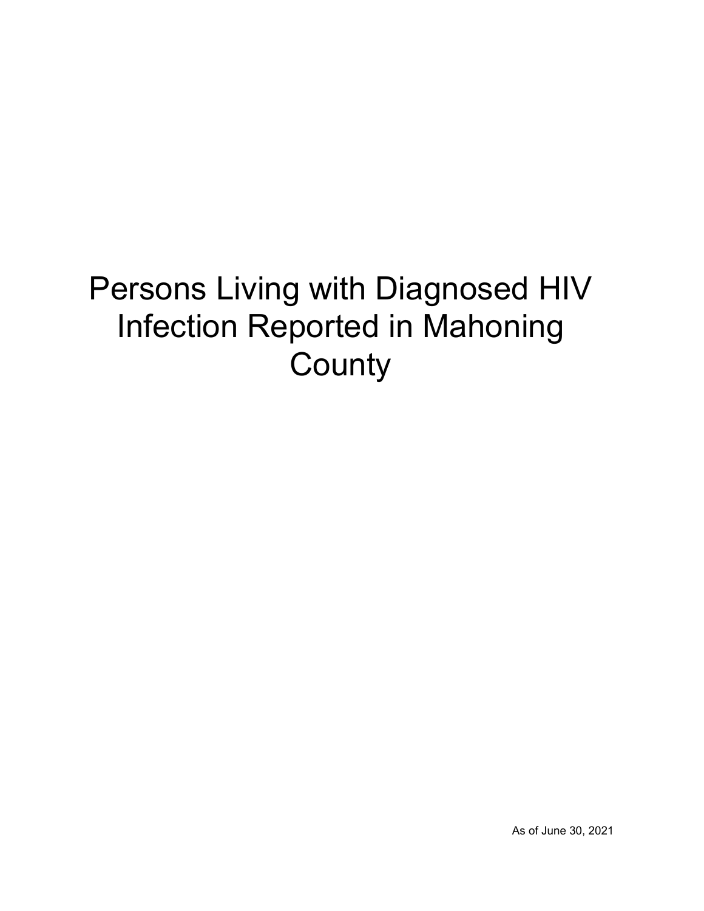# Persons Living with Diagnosed HIV Infection Reported in Mahoning County

As of June 30, 2021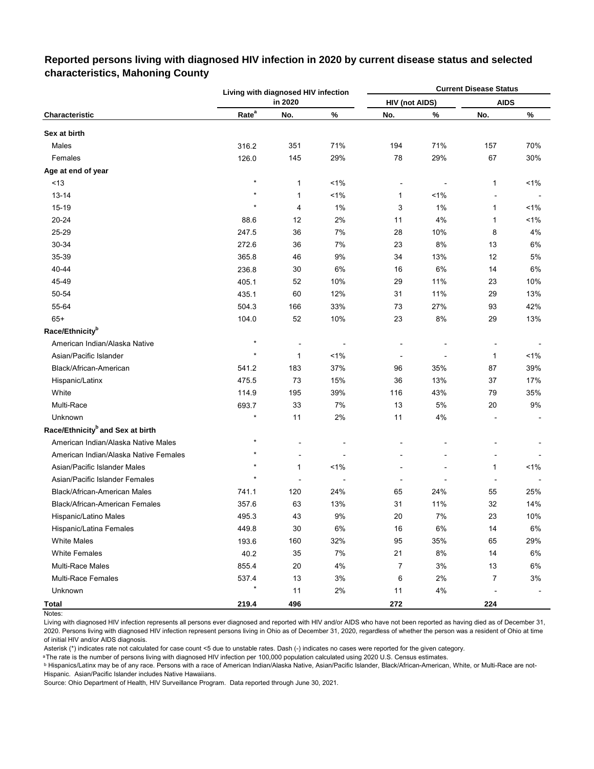## Reported persons living with diagnosed HIV infection in 2020 by current disease status and selected characteristics, Mahoning County

| Characteristic | Living with diagnosed HIV infection in 2020 | | | Current Disease Status | | | |
|---|---|---|---|---|---|---|---|
| | | | | HIV (not AIDS) | | AIDS | |
| | Rate[a] | No. | % | No. | % | No. | % |
| **Sex at birth** | | | | | | | |
| Males | 316.2 | 351 | 71% | 194 | 71% | 157 | 70% |
| Females | 126.0 | 145 | 29% | 78 | 29% | 67 | 30% |
| **Age at end of year** | | | | | | | |
| <13 | * | 1 | <1% | - | - | 1 | <1% |
| 13-14 | * | 1 | <1% | 1 | <1% | - | - |
| 15-19 | * | 4 | 1% | 3 | 1% | 1 | <1% |
| 20-24 | 88.6 | 12 | 2% | 11 | 4% | 1 | <1% |
| 25-29 | 247.5 | 36 | 7% | 28 | 10% | 8 | 4% |
| 30-34 | 272.6 | 36 | 7% | 23 | 8% | 13 | 6% |
| 35-39 | 365.8 | 46 | 9% | 34 | 13% | 12 | 5% |
| 40-44 | 236.8 | 30 | 6% | 16 | 6% | 14 | 6% |
| 45-49 | 405.1 | 52 | 10% | 29 | 11% | 23 | 10% |
| 50-54 | 435.1 | 60 | 12% | 31 | 11% | 29 | 13% |
| 55-64 | 504.3 | 166 | 33% | 73 | 27% | 93 | 42% |
| 65+ | 104.0 | 52 | 10% | 23 | 8% | 29 | 13% |
| **Race/Ethnicity[b]** | | | | | | | |
| American Indian/Alaska Native | * | - | - | - | - | - | - |
| Asian/Pacific Islander | * | 1 | <1% | - | - | 1 | <1% |
| Black/African-American | 541.2 | 183 | 37% | 96 | 35% | 87 | 39% |
| Hispanic/Latinx | 475.5 | 73 | 15% | 36 | 13% | 37 | 17% |
| White | 114.9 | 195 | 39% | 116 | 43% | 79 | 35% |
| Multi-Race | 693.7 | 33 | 7% | 13 | 5% | 20 | 9% |
| Unknown | * | 11 | 2% | 11 | 4% | - | - |
| **Race/Ethnicity[b] and Sex at birth** | | | | | | | |
| American Indian/Alaska Native Males | * | - | - | - | - | - | - |
| American Indian/Alaska Native Females | * | - | - | - | - | - | - |
| Asian/Pacific Islander Males | * | 1 | <1% | - | - | 1 | <1% |
| Asian/Pacific Islander Females | * | - | - | - | - | - | - |
| Black/African-American Males | 741.1 | 120 | 24% | 65 | 24% | 55 | 25% |
| Black/African-American Females | 357.6 | 63 | 13% | 31 | 11% | 32 | 14% |
| Hispanic/Latino Males | 495.3 | 43 | 9% | 20 | 7% | 23 | 10% |
| Hispanic/Latina Females | 449.8 | 30 | 6% | 16 | 6% | 14 | 6% |
| White Males | 193.6 | 160 | 32% | 95 | 35% | 65 | 29% |
| White Females | 40.2 | 35 | 7% | 21 | 8% | 14 | 6% |
| Multi-Race Males | 855.4 | 20 | 4% | 7 | 3% | 13 | 6% |
| Multi-Race Females | 537.4 | 13 | 3% | 6 | 2% | 7 | 3% |
| Unknown | * | 11 | 2% | 11 | 4% | - | - |
| **Total** | **219.4** | **496** | | **272** | | **224** | |

Notes:

Living with diagnosed HIV infection represents all persons ever diagnosed and reported with HIV and/or AIDS who have not been reported as having died as of December 31, 2020. Persons living with diagnosed HIV infection represent persons living in Ohio as of December 31, 2020, regardless of whether the person was a resident of Ohio at time of initial HIV and/or AIDS diagnosis.

Asterisk (*) indicates rate not calculated for case count <5 due to unstable rates. Dash (-) indicates no cases were reported for the given category.

[a] The rate is the number of persons living with diagnosed HIV infection per 100,000 population calculated using 2020 U.S. Census estimates.

[b] Hispanics/Latinx may be of any race. Persons with a race of American Indian/Alaska Native, Asian/Pacific Islander, Black/African-American, White, or Multi-Race are not-Hispanic. Asian/Pacific Islander includes Native Hawaiians.

Source: Ohio Department of Health, HIV Surveillance Program. Data reported through June 30, 2021.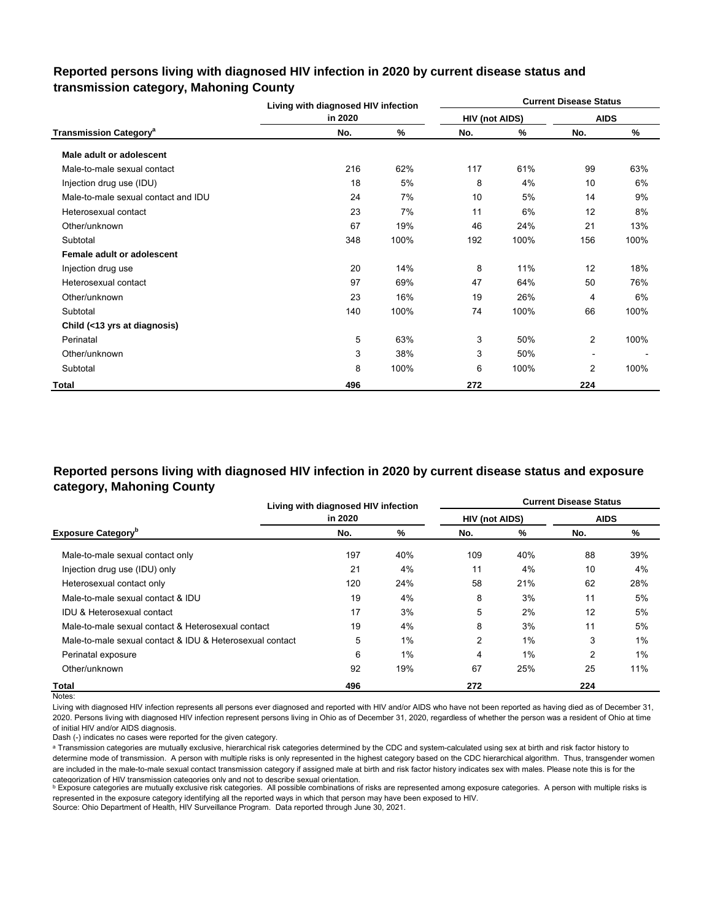## Reported persons living with diagnosed HIV infection in 2020 by current disease status and transmission category, Mahoning County

| Transmission Category[a] | Living with diagnosed HIV infection in 2020 | | Current Disease Status | | | |
|---|---|---|---|---|---|---|
| | | | HIV (not AIDS) | | AIDS | |
| | No. | % | No. | % | No. | % |
| **Male adult or adolescent** | | | | | | |
| Male-to-male sexual contact | 216 | 62% | 117 | 61% | 99 | 63% |
| Injection drug use (IDU) | 18 | 5% | 8 | 4% | 10 | 6% |
| Male-to-male sexual contact and IDU | 24 | 7% | 10 | 5% | 14 | 9% |
| Heterosexual contact | 23 | 7% | 11 | 6% | 12 | 8% |
| Other/unknown | 67 | 19% | 46 | 24% | 21 | 13% |
| Subtotal | 348 | 100% | 192 | 100% | 156 | 100% |
| **Female adult or adolescent** | | | | | | |
| Injection drug use | 20 | 14% | 8 | 11% | 12 | 18% |
| Heterosexual contact | 97 | 69% | 47 | 64% | 50 | 76% |
| Other/unknown | 23 | 16% | 19 | 26% | 4 | 6% |
| Subtotal | 140 | 100% | 74 | 100% | 66 | 100% |
| **Child (<13 yrs at diagnosis)** | | | | | | |
| Perinatal | 5 | 63% | 3 | 50% | 2 | 100% |
| Other/unknown | 3 | 38% | 3 | 50% | - | - |
| Subtotal | 8 | 100% | 6 | 100% | 2 | 100% |
| **Total** | **496** | | **272** | | **224** | |

## Reported persons living with diagnosed HIV infection in 2020 by current disease status and exposure category, Mahoning County

| Exposure Category[b] | Living with diagnosed HIV infection in 2020 | | Current Disease Status | | | |
|---|---|---|---|---|---|---|
| | | | HIV (not AIDS) | | AIDS | |
| | No. | % | No. | % | No. | % |
| Male-to-male sexual contact only | 197 | 40% | 109 | 40% | 88 | 39% |
| Injection drug use (IDU) only | 21 | 4% | 11 | 4% | 10 | 4% |
| Heterosexual contact only | 120 | 24% | 58 | 21% | 62 | 28% |
| Male-to-male sexual contact & IDU | 19 | 4% | 8 | 3% | 11 | 5% |
| IDU & Heterosexual contact | 17 | 3% | 5 | 2% | 12 | 5% |
| Male-to-male sexual contact & Heterosexual contact | 19 | 4% | 8 | 3% | 11 | 5% |
| Male-to-male sexual contact & IDU & Heterosexual contact | 5 | 1% | 2 | 1% | 3 | 1% |
| Perinatal exposure | 6 | 1% | 4 | 1% | 2 | 1% |
| Other/unknown | 92 | 19% | 67 | 25% | 25 | 11% |
| **Total** | **496** | | **272** | | **224** | |

Notes:

Living with diagnosed HIV infection represents all persons ever diagnosed and reported with HIV and/or AIDS who have not been reported as having died as of December 31, 2020. Persons living with diagnosed HIV infection represent persons living in Ohio as of December 31, 2020, regardless of whether the person was a resident of Ohio at time of initial HIV and/or AIDS diagnosis.

Dash (-) indicates no cases were reported for the given category.

[a] Transmission categories are mutually exclusive, hierarchical risk categories determined by the CDC and system-calculated using sex at birth and risk factor history to determine mode of transmission. A person with multiple risks is only represented in the highest category based on the CDC hierarchical algorithm. Thus, transgender women are included in the male-to-male sexual contact transmission category if assigned male at birth and risk factor history indicates sex with males. Please note this is for the categorization of HIV transmission categories only and not to describe sexual orientation.

[b] Exposure categories are mutually exclusive risk categories. All possible combinations of risks are represented among exposure categories. A person with multiple risks is represented in the exposure category identifying all the reported ways in which that person may have been exposed to HIV.

Source: Ohio Department of Health, HIV Surveillance Program. Data reported through June 30, 2021.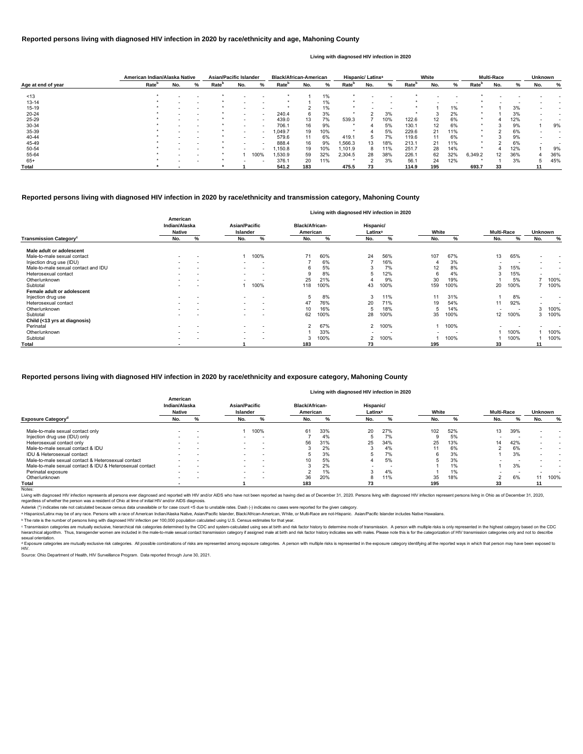## Reported persons living with diagnosed HIV infection in 2020 by race/ethnicity and age, Mahoning County

Living with diagnosed HIV infection in 2020

| Age at end of year | American Indian/Alaska Native | | | Asian/Pacific Islander | | | Black/African-American | | | Hispanic/ Latinx[a] | | | White | | | Multi-Race | | | Unknown | |
|---|---|---|---|---|---|---|---|---|---|---|---|---|---|---|---|---|---|---|---|---|
| | Rate[b] | No. | % | Rate[b] | No. | % | Rate[b] | No. | % | Rate[b] | No. | % | Rate[b] | No. | % | Rate[b] | No. | % | No. | % |
| <13 | * | - | - | * | - | - | * | 1 | 1% | * | - | - | * | - | - | * | - | - | - | - |
| 13-14 | * | - | - | * | - | - | * | 1 | 1% | * | - | - | * | - | - | * | - | - | - | - |
| 15-19 | * | - | - | * | - | - | * | 2 | 1% | * | - | - | * | 1 | 1% | * | 1 | 3% | - | - |
| 20-24 | * | - | - | * | - | - | 240.4 | 6 | 3% | * | 2 | 3% | * | 3 | 2% | * | 1 | 3% | - | - |
| 25-29 | * | - | - | * | - | - | 439.0 | 13 | 7% | 539.3 | 7 | 10% | 122.6 | 12 | 6% | * | 4 | 12% | - | - |
| 30-34 | * | - | - | * | - | - | 706.1 | 16 | 9% | * | 4 | 5% | 130.1 | 12 | 6% | * | 3 | 9% | 1 | 9% |
| 35-39 | * | - | - | * | - | - | 1,049.7 | 19 | 10% | * | 4 | 5% | 229.6 | 21 | 11% | * | 2 | 6% | - | - |
| 40-44 | * | - | - | * | - | - | 579.6 | 11 | 6% | 419.1 | 5 | 7% | 119.6 | 11 | 6% | * | 3 | 9% | - | - |
| 45-49 | * | - | - | * | - | - | 888.4 | 16 | 9% | 1,566.3 | 13 | 18% | 213.1 | 21 | 11% | * | 2 | 6% | - | - |
| 50-54 | * | - | - | * | - | - | 1,150.8 | 19 | 10% | 1,101.9 | 8 | 11% | 251.7 | 28 | 14% | * | 4 | 12% | 1 | 9% |
| 55-64 | * | - | - | * | 1 | 100% | 1,530.9 | 59 | 32% | 2,304.5 | 28 | 38% | 226.1 | 62 | 32% | 6,349.2 | 12 | 36% | 4 | 36% |
| 65+ | * | - | - | * | - | - | 376.1 | 20 | 11% | * | 2 | 3% | 56.1 | 24 | 12% | * | 1 | 3% | 5 | 45% |
| **Total** | * | - | | * | 1 | | 541.2 | 183 | | 475.5 | 73 | | 114.9 | 195 | | 693.7 | 33 | | 11 | |

## Reported persons living with diagnosed HIV infection in 2020 by race/ethnicity and transmission category, Mahoning County

Living with diagnosed HIV infection in 2020

| Transmission Category[c] | American Indian/Alaska Native | | Asian/Pacific Islander | | Black/African-American | | Hispanic/ Latinx[a] | | White | | Multi-Race | | Unknown | |
|---|---|---|---|---|---|---|---|---|---|---|---|---|---|---|
| | No. | % | No. | % | No. | % | No. | % | No. | % | No. | % | No. | % |
| **Male adult or adolescent** | | | | | | | | | | | | | | |
| Male-to-male sexual contact | - | - | 1 | 100% | 71 | 60% | 24 | 56% | 107 | 67% | 13 | 65% | - | - |
| Injection drug use (IDU) | - | - | - | - | 7 | 6% | 7 | 16% | 4 | 3% | - | - | - | - |
| Male-to-male sexual contact and IDU | - | - | - | - | 6 | 5% | 3 | 7% | 12 | 8% | 3 | 15% | - | - |
| Heterosexual contact | - | - | - | - | 9 | 8% | 5 | 12% | 6 | 4% | 3 | 15% | - | - |
| Other/unknown | - | - | - | - | 25 | 21% | 4 | 9% | 30 | 19% | 1 | 5% | 7 | 100% |
| Subtotal | - | - | 1 | 100% | 118 | 100% | 43 | 100% | 159 | 100% | 20 | 100% | 7 | 100% |
| **Female adult or adolescent** | | | | | | | | | | | | | | |
| Injection drug use | - | - | - | - | 5 | 8% | 3 | 11% | 11 | 31% | 1 | 8% | - | - |
| Heterosexual contact | - | - | - | - | 47 | 76% | 20 | 71% | 19 | 54% | 11 | 92% | - | - |
| Other/unknown | - | - | - | - | 10 | 16% | 5 | 18% | 5 | 14% | - | - | 3 | 100% |
| Subtotal | - | - | - | - | 62 | 100% | 28 | 100% | 35 | 100% | 12 | 100% | 3 | 100% |
| **Child (<13 yrs at diagnosis)** | | | | | | | | | | | | | | |
| Perinatal | - | - | - | - | 2 | 67% | 2 | 100% | 1 | 100% | - | - | - | - |
| Other/unknown | - | - | - | - | 1 | 33% | - | - | - | - | 1 | 100% | 1 | 100% |
| Subtotal | - | - | - | - | 3 | 100% | 2 | 100% | 1 | 100% | 1 | 100% | 1 | 100% |
| **Total** | - | | 1 | | 183 | | 73 | | 195 | | 33 | | 11 | |

## Reported persons living with diagnosed HIV infection in 2020 by race/ethnicity and exposure category, Mahoning County

Living with diagnosed HIV infection in 2020

| Exposure Category[d] | American Indian/Alaska Native | | Asian/Pacific Islander | | Black/African-American | | Hispanic/ Latinx[a] | | White | | Multi-Race | | Unknown | |
|---|---|---|---|---|---|---|---|---|---|---|---|---|---|---|
| | No. | % | No. | % | No. | % | No. | % | No. | % | No. | % | No. | % |
| Male-to-male sexual contact only | - | - | 1 | 100% | 61 | 33% | 20 | 27% | 102 | 52% | 13 | 39% | - | - |
| Injection drug use (IDU) only | - | - | - | - | 7 | 4% | 5 | 7% | 9 | 5% | - | - | - | - |
| Heterosexual contact only | - | - | - | - | 56 | 31% | 25 | 34% | 25 | 13% | 14 | 42% | - | - |
| Male-to-male sexual contact & IDU | - | - | - | - | 3 | 2% | 3 | 4% | 11 | 6% | 2 | 6% | - | - |
| IDU & Heterosexual contact | - | - | - | - | 5 | 3% | 5 | 7% | 6 | 3% | 1 | 3% | - | - |
| Male-to-male sexual contact & Heterosexual contact | - | - | - | - | 10 | 5% | 4 | 5% | 5 | 3% | - | - | - | - |
| Male-to-male sexual contact & IDU & Heterosexual contact | - | - | - | - | 3 | 2% | - | - | 1 | 1% | 1 | 3% | - | - |
| Perinatal exposure | - | - | - | - | 2 | 1% | 3 | 4% | 1 | 1% | - | - | - | - |
| Other/unknown | - | - | - | - | 36 | 20% | 8 | 11% | 35 | 18% | 2 | 6% | 11 | 100% |
| **Total** | - | | 1 | | 183 | | 73 | | 195 | | 33 | | 11 | |

Notes:

Living with diagnosed HIV infection represents all persons ever diagnosed and reported with HIV and/or AIDS who have not been reported as having died as of December 31, 2020. Persons living with diagnosed HIV infection represent persons living in Ohio as of December 31, 2020, regardless of whether the person was a resident of Ohio at time of initial HIV and/or AIDS diagnosis.

Asterisk (*) indicates rate not calculated because census data unavailable or for case count <5 due to unstable rates. Dash (-) indicates no cases were reported for the given category.

[a] Hispanics/Latinx may be of any race. Persons with a race of American Indian/Alaska Native, Asian/Pacific Islander, Black/African-American, White, or Multi-Race are not-Hispanic. Asian/Pacific Islander includes Native Hawaiians.

[b] The rate is the number of persons living with diagnosed HIV infection per 100,000 population calculated using U.S. Census estimates for that year.

[c] Transmission categories are mutually exclusive, hierarchical risk categories determined by the CDC and system-calculated using sex at birth and risk factor history to determine mode of transmission. A person with multiple risks is only represented in the highest category based on the CDC hierarchical algorithm. Thus, transgender women are included in the male-to-male sexual contact transmission category if assigned male at birth and risk factor history indicates sex with males. Please note this is for the categorization of HIV transmission categories only and not to describe sexual orientation.

[d] Exposure categories are mutually exclusive risk categories. All possible combinations of risks are represented among exposure categories. A person with multiple risks is represented in the exposure category identifying all the reported ways in which that person may have been exposed to HIV.

Source: Ohio Department of Health, HIV Surveillance Program. Data reported through June 30, 2021.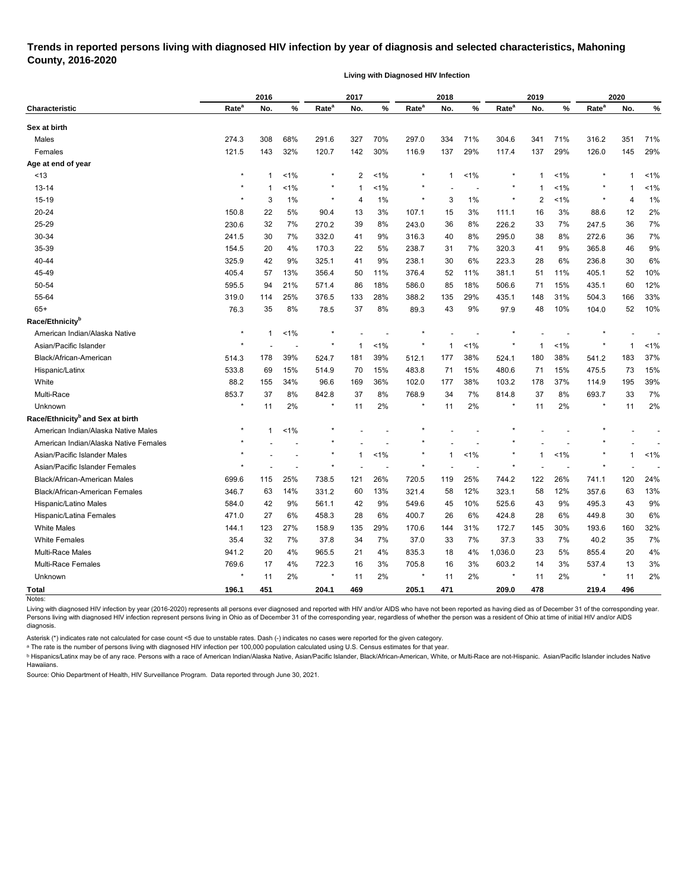# Trends in reported persons living with diagnosed HIV infection by year of diagnosis and selected characteristics, Mahoning County, 2016-2020

**Living with Diagnosed HIV Infection**

| Characteristic | 2016 | | | 2017 | | | 2018 | | | 2019 | | | 2020 | | |
|---|---|---|---|---|---|---|---|---|---|---|---|---|---|---|---|
| | Rate[a] | No. | % | Rate[a] | No. | % | Rate[a] | No. | % | Rate[a] | No. | % | Rate[a] | No. | % |
| **Sex at birth** | | | | | | | | | | | | | | | |
| Males | 274.3 | 308 | 68% | 291.6 | 327 | 70% | 297.0 | 334 | 71% | 304.6 | 341 | 71% | 316.2 | 351 | 71% |
| Females | 121.5 | 143 | 32% | 120.7 | 142 | 30% | 116.9 | 137 | 29% | 117.4 | 137 | 29% | 126.0 | 145 | 29% |
| **Age at end of year** | | | | | | | | | | | | | | | |
| <13 | * | 1 | <1% | * | 2 | <1% | * | 1 | <1% | * | 1 | <1% | * | 1 | <1% |
| 13-14 | * | 1 | <1% | * | 1 | <1% | * | - | - | * | 1 | <1% | * | 1 | <1% |
| 15-19 | * | 3 | 1% | * | 4 | 1% | * | 3 | 1% | * | 2 | <1% | * | 4 | 1% |
| 20-24 | 150.8 | 22 | 5% | 90.4 | 13 | 3% | 107.1 | 15 | 3% | 111.1 | 16 | 3% | 88.6 | 12 | 2% |
| 25-29 | 230.6 | 32 | 7% | 270.2 | 39 | 8% | 243.0 | 36 | 8% | 226.2 | 33 | 7% | 247.5 | 36 | 7% |
| 30-34 | 241.5 | 30 | 7% | 332.0 | 41 | 9% | 316.3 | 40 | 8% | 295.0 | 38 | 8% | 272.6 | 36 | 7% |
| 35-39 | 154.5 | 20 | 4% | 170.3 | 22 | 5% | 238.7 | 31 | 7% | 320.3 | 41 | 9% | 365.8 | 46 | 9% |
| 40-44 | 325.9 | 42 | 9% | 325.1 | 41 | 9% | 238.1 | 30 | 6% | 223.3 | 28 | 6% | 236.8 | 30 | 6% |
| 45-49 | 405.4 | 57 | 13% | 356.4 | 50 | 11% | 376.4 | 52 | 11% | 381.1 | 51 | 11% | 405.1 | 52 | 10% |
| 50-54 | 595.5 | 94 | 21% | 571.4 | 86 | 18% | 586.0 | 85 | 18% | 506.6 | 71 | 15% | 435.1 | 60 | 12% |
| 55-64 | 319.0 | 114 | 25% | 376.5 | 133 | 28% | 388.2 | 135 | 29% | 435.1 | 148 | 31% | 504.3 | 166 | 33% |
| 65+ | 76.3 | 35 | 8% | 78.5 | 37 | 8% | 89.3 | 43 | 9% | 97.9 | 48 | 10% | 104.0 | 52 | 10% |
| **Race/Ethnicity[b]** | | | | | | | | | | | | | | | |
| American Indian/Alaska Native | * | 1 | <1% | * | - | - | * | - | - | * | - | - | * | - | - |
| Asian/Pacific Islander | * | - | - | * | 1 | <1% | * | 1 | <1% | * | 1 | <1% | * | 1 | <1% |
| Black/African-American | 514.3 | 178 | 39% | 524.7 | 181 | 39% | 512.1 | 177 | 38% | 524.1 | 180 | 38% | 541.2 | 183 | 37% |
| Hispanic/Latinx | 533.8 | 69 | 15% | 514.9 | 70 | 15% | 483.8 | 71 | 15% | 480.6 | 71 | 15% | 475.5 | 73 | 15% |
| White | 88.2 | 155 | 34% | 96.6 | 169 | 36% | 102.0 | 177 | 38% | 103.2 | 178 | 37% | 114.9 | 195 | 39% |
| Multi-Race | 853.7 | 37 | 8% | 842.8 | 37 | 8% | 768.9 | 34 | 7% | 814.8 | 37 | 8% | 693.7 | 33 | 7% |
| Unknown | * | 11 | 2% | * | 11 | 2% | * | 11 | 2% | * | 11 | 2% | * | 11 | 2% |
| **Race/Ethnicity[b] and Sex at birth** | | | | | | | | | | | | | | | |
| American Indian/Alaska Native Males | * | 1 | <1% | * | - | - | * | - | - | * | - | - | * | - | - |
| American Indian/Alaska Native Females | * | - | - | * | - | - | * | - | - | * | - | - | * | - | - |
| Asian/Pacific Islander Males | * | - | - | * | 1 | <1% | * | 1 | <1% | * | 1 | <1% | * | 1 | <1% |
| Asian/Pacific Islander Females | * | - | - | * | - | - | * | - | - | * | - | - | * | - | - |
| Black/African-American Males | 699.6 | 115 | 25% | 738.5 | 121 | 26% | 720.5 | 119 | 25% | 744.2 | 122 | 26% | 741.1 | 120 | 24% |
| Black/African-American Females | 346.7 | 63 | 14% | 331.2 | 60 | 13% | 321.4 | 58 | 12% | 323.1 | 58 | 12% | 357.6 | 63 | 13% |
| Hispanic/Latino Males | 584.0 | 42 | 9% | 561.1 | 42 | 9% | 549.6 | 45 | 10% | 525.6 | 43 | 9% | 495.3 | 43 | 9% |
| Hispanic/Latina Females | 471.0 | 27 | 6% | 458.3 | 28 | 6% | 400.7 | 26 | 6% | 424.8 | 28 | 6% | 449.8 | 30 | 6% |
| White Males | 144.1 | 123 | 27% | 158.9 | 135 | 29% | 170.6 | 144 | 31% | 172.7 | 145 | 30% | 193.6 | 160 | 32% |
| White Females | 35.4 | 32 | 7% | 37.8 | 34 | 7% | 37.0 | 33 | 7% | 37.3 | 33 | 7% | 40.2 | 35 | 7% |
| Multi-Race Males | 941.2 | 20 | 4% | 965.5 | 21 | 4% | 835.3 | 18 | 4% | 1,036.0 | 23 | 5% | 855.4 | 20 | 4% |
| Multi-Race Females | 769.6 | 17 | 4% | 722.3 | 16 | 3% | 705.8 | 16 | 3% | 603.2 | 14 | 3% | 537.4 | 13 | 3% |
| Unknown | * | 11 | 2% | * | 11 | 2% | * | 11 | 2% | * | 11 | 2% | * | 11 | 2% |
| **Total** | **196.1** | **451** | | **204.1** | **469** | | **205.1** | **471** | | **209.0** | **478** | | **219.4** | **496** | |

Notes:

Living with diagnosed HIV infection by year (2016-2020) represents all persons ever diagnosed and reported with HIV and/or AIDS who have not been reported as having died as of December 31 of the corresponding year. Persons living with diagnosed HIV infection represent persons living in Ohio as of December 31 of the corresponding year, regardless of whether the person was a resident of Ohio at time of initial HIV and/or AIDS diagnosis.

Asterisk (*) indicates rate not calculated for case count <5 due to unstable rates. Dash (-) indicates no cases were reported for the given category.

[a] The rate is the number of persons living with diagnosed HIV infection per 100,000 population calculated using U.S. Census estimates for that year.

[b] Hispanics/Latinx may be of any race. Persons with a race of American Indian/Alaska Native, Asian/Pacific Islander, Black/African-American, White, or Multi-Race are not-Hispanic. Asian/Pacific Islander includes Native Hawaiians.

Source: Ohio Department of Health, HIV Surveillance Program. Data reported through June 30, 2021.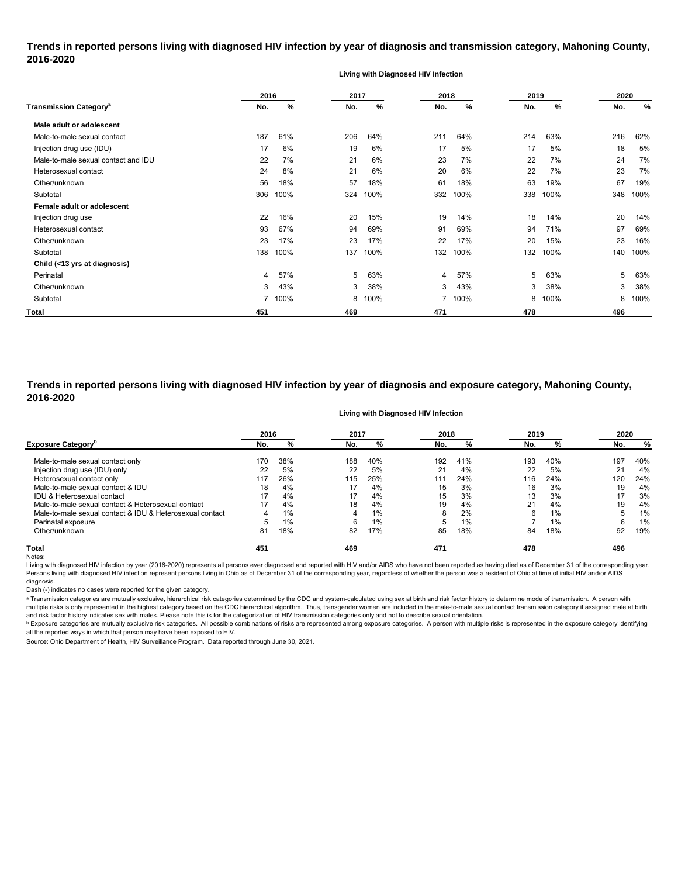## Trends in reported persons living with diagnosed HIV infection by year of diagnosis and transmission category, Mahoning County, 2016-2020

Living with Diagnosed HIV Infection

| Transmission Category[a] | 2016 No. | 2016 % | 2017 No. | 2017 % | 2018 No. | 2018 % | 2019 No. | 2019 % | 2020 No. | 2020 % |
|---|---|---|---|---|---|---|---|---|---|---|
| **Male adult or adolescent** | | | | | | | | | | |
| Male-to-male sexual contact | 187 | 61% | 206 | 64% | 211 | 64% | 214 | 63% | 216 | 62% |
| Injection drug use (IDU) | 17 | 6% | 19 | 6% | 17 | 5% | 17 | 5% | 18 | 5% |
| Male-to-male sexual contact and IDU | 22 | 7% | 21 | 6% | 23 | 7% | 22 | 7% | 24 | 7% |
| Heterosexual contact | 24 | 8% | 21 | 6% | 20 | 6% | 22 | 7% | 23 | 7% |
| Other/unknown | 56 | 18% | 57 | 18% | 61 | 18% | 63 | 19% | 67 | 19% |
| Subtotal | 306 | 100% | 324 | 100% | 332 | 100% | 338 | 100% | 348 | 100% |
| **Female adult or adolescent** | | | | | | | | | | |
| Injection drug use | 22 | 16% | 20 | 15% | 19 | 14% | 18 | 14% | 20 | 14% |
| Heterosexual contact | 93 | 67% | 94 | 69% | 91 | 69% | 94 | 71% | 97 | 69% |
| Other/unknown | 23 | 17% | 23 | 17% | 22 | 17% | 20 | 15% | 23 | 16% |
| Subtotal | 138 | 100% | 137 | 100% | 132 | 100% | 132 | 100% | 140 | 100% |
| **Child (<13 yrs at diagnosis)** | | | | | | | | | | |
| Perinatal | 4 | 57% | 5 | 63% | 4 | 57% | 5 | 63% | 5 | 63% |
| Other/unknown | 3 | 43% | 3 | 38% | 3 | 43% | 3 | 38% | 3 | 38% |
| Subtotal | 7 | 100% | 8 | 100% | 7 | 100% | 8 | 100% | 8 | 100% |
| **Total** | 451 | | 469 | | 471 | | 478 | | 496 | |

## Trends in reported persons living with diagnosed HIV infection by year of diagnosis and exposure category, Mahoning County, 2016-2020

Living with Diagnosed HIV Infection

| Exposure Category[b] | 2016 No. | 2016 % | 2017 No. | 2017 % | 2018 No. | 2018 % | 2019 No. | 2019 % | 2020 No. | 2020 % |
|---|---|---|---|---|---|---|---|---|---|---|
| Male-to-male sexual contact only | 170 | 38% | 188 | 40% | 192 | 41% | 193 | 40% | 197 | 40% |
| Injection drug use (IDU) only | 22 | 5% | 22 | 5% | 21 | 4% | 22 | 5% | 21 | 4% |
| Heterosexual contact only | 117 | 26% | 115 | 25% | 111 | 24% | 116 | 24% | 120 | 24% |
| Male-to-male sexual contact & IDU | 18 | 4% | 17 | 4% | 15 | 3% | 16 | 3% | 19 | 4% |
| IDU & Heterosexual contact | 17 | 4% | 17 | 4% | 15 | 3% | 13 | 3% | 17 | 3% |
| Male-to-male sexual contact & Heterosexual contact | 17 | 4% | 18 | 4% | 19 | 4% | 21 | 4% | 19 | 4% |
| Male-to-male sexual contact & IDU & Heterosexual contact | 4 | 1% | 4 | 1% | 8 | 2% | 6 | 1% | 5 | 1% |
| Perinatal exposure | 5 | 1% | 6 | 1% | 5 | 1% | 7 | 1% | 6 | 1% |
| Other/unknown | 81 | 18% | 82 | 17% | 85 | 18% | 84 | 18% | 92 | 19% |
| **Total** | 451 | | 469 | | 471 | | 478 | | 496 | |

Notes:

Living with diagnosed HIV infection by year (2016-2020) represents all persons ever diagnosed and reported with HIV and/or AIDS who have not been reported as having died as of December 31 of the corresponding year. Persons living with diagnosed HIV infection represent persons living in Ohio as of December 31 of the corresponding year, regardless of whether the person was a resident of Ohio at time of initial HIV and/or AIDS diagnosis.

Dash (-) indicates no cases were reported for the given category.

[a] Transmission categories are mutually exclusive, hierarchical risk categories determined by the CDC and system-calculated using sex at birth and risk factor history to determine mode of transmission. A person with multiple risks is only represented in the highest category based on the CDC hierarchical algorithm. Thus, transgender women are included in the male-to-male sexual contact transmission category if assigned male at birth and risk factor history indicates sex with males. Please note this is for the categorization of HIV transmission categories only and not to describe sexual orientation.

[b] Exposure categories are mutually exclusive risk categories. All possible combinations of risks are represented among exposure categories. A person with multiple risks is represented in the exposure category identifying all the reported ways in which that person may have been exposed to HIV.

Source: Ohio Department of Health, HIV Surveillance Program. Data reported through June 30, 2021.